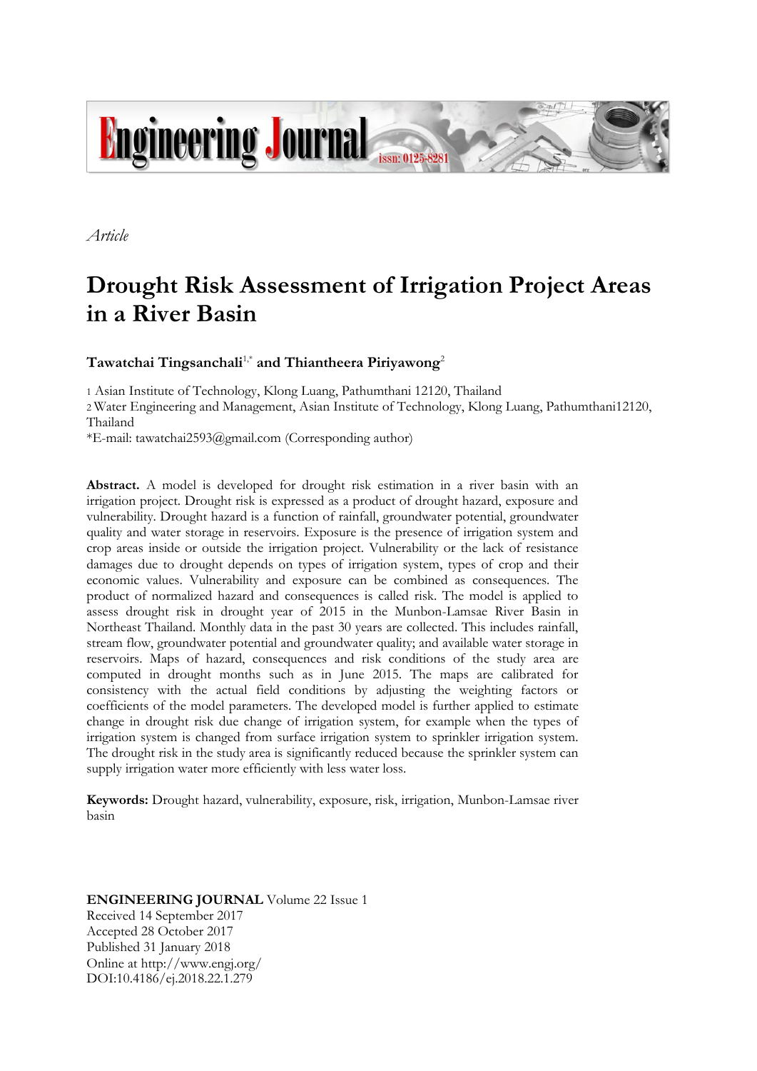*Article*

# Drought Risk Assessment of Irrigation Project Areas in a River Basin

**Tawatchai Tingsanchali**[1,*] **and Thiantheera Piriyawong**[2]

1 Asian Institute of Technology, Klong Luang, Pathumthani 12120, Thailand
2 Water Engineering and Management, Asian Institute of Technology, Klong Luang, Pathumthani12120, Thailand
*E-mail: tawatchai2593@gmail.com (Corresponding author)

**Abstract.** A model is developed for drought risk estimation in a river basin with an irrigation project. Drought risk is expressed as a product of drought hazard, exposure and vulnerability. Drought hazard is a function of rainfall, groundwater potential, groundwater quality and water storage in reservoirs. Exposure is the presence of irrigation system and crop areas inside or outside the irrigation project. Vulnerability or the lack of resistance damages due to drought depends on types of irrigation system, types of crop and their economic values. Vulnerability and exposure can be combined as consequences. The product of normalized hazard and consequences is called risk. The model is applied to assess drought risk in drought year of 2015 in the Munbon-Lamsae River Basin in Northeast Thailand. Monthly data in the past 30 years are collected. This includes rainfall, stream flow, groundwater potential and groundwater quality; and available water storage in reservoirs. Maps of hazard, consequences and risk conditions of the study area are computed in drought months such as in June 2015. The maps are calibrated for consistency with the actual field conditions by adjusting the weighting factors or coefficients of the model parameters. The developed model is further applied to estimate change in drought risk due change of irrigation system, for example when the types of irrigation system is changed from surface irrigation system to sprinkler irrigation system. The drought risk in the study area is significantly reduced because the sprinkler system can supply irrigation water more efficiently with less water loss.

**Keywords:** Drought hazard, vulnerability, exposure, risk, irrigation, Munbon-Lamsae river basin

**ENGINEERING JOURNAL** Volume 22 Issue 1
Received 14 September 2017
Accepted 28 October 2017
Published 31 January 2018
Online at http://www.engj.org/
DOI:10.4186/ej.2018.22.1.279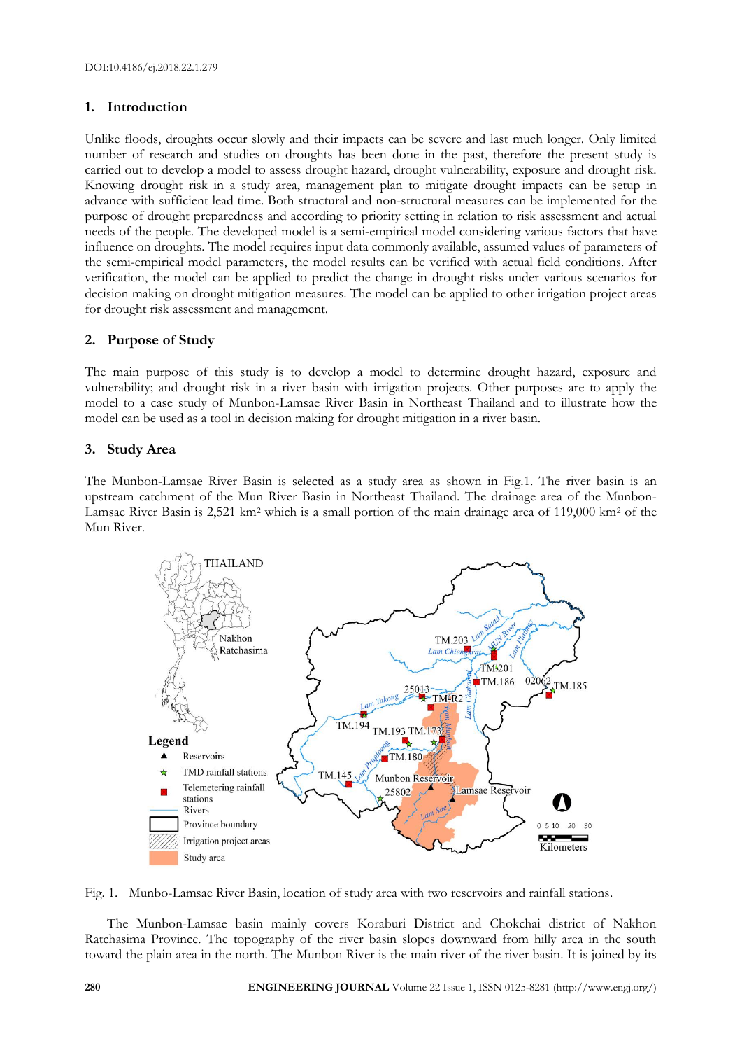DOI:10.4186/ej.2018.22.1.279

## 1. Introduction

Unlike floods, droughts occur slowly and their impacts can be severe and last much longer. Only limited number of research and studies on droughts has been done in the past, therefore the present study is carried out to develop a model to assess drought hazard, drought vulnerability, exposure and drought risk. Knowing drought risk in a study area, management plan to mitigate drought impacts can be setup in advance with sufficient lead time. Both structural and non-structural measures can be implemented for the purpose of drought preparedness and according to priority setting in relation to risk assessment and actual needs of the people. The developed model is a semi-empirical model considering various factors that have influence on droughts. The model requires input data commonly available, assumed values of parameters of the semi-empirical model parameters, the model results can be verified with actual field conditions. After verification, the model can be applied to predict the change in drought risks under various scenarios for decision making on drought mitigation measures. The model can be applied to other irrigation project areas for drought risk assessment and management.

## 2. Purpose of Study

The main purpose of this study is to develop a model to determine drought hazard, exposure and vulnerability; and drought risk in a river basin with irrigation projects. Other purposes are to apply the model to a case study of Munbon-Lamsae River Basin in Northeast Thailand and to illustrate how the model can be used as a tool in decision making for drought mitigation in a river basin.

## 3. Study Area

The Munbon-Lamsae River Basin is selected as a study area as shown in Fig.1. The river basin is an upstream catchment of the Mun River Basin in Northeast Thailand. The drainage area of the Munbon-Lamsae River Basin is 2,521 km$^2$ which is a small portion of the main drainage area of 119,000 km$^2$ of the Mun River.

Fig. 1. Munbo-Lamsae River Basin, location of study area with two reservoirs and rainfall stations.

The Munbon-Lamsae basin mainly covers Koraburi District and Chokchai district of Nakhon Ratchasima Province. The topography of the river basin slopes downward from hilly area in the south toward the plain area in the north. The Munbon River is the main river of the river basin. It is joined by its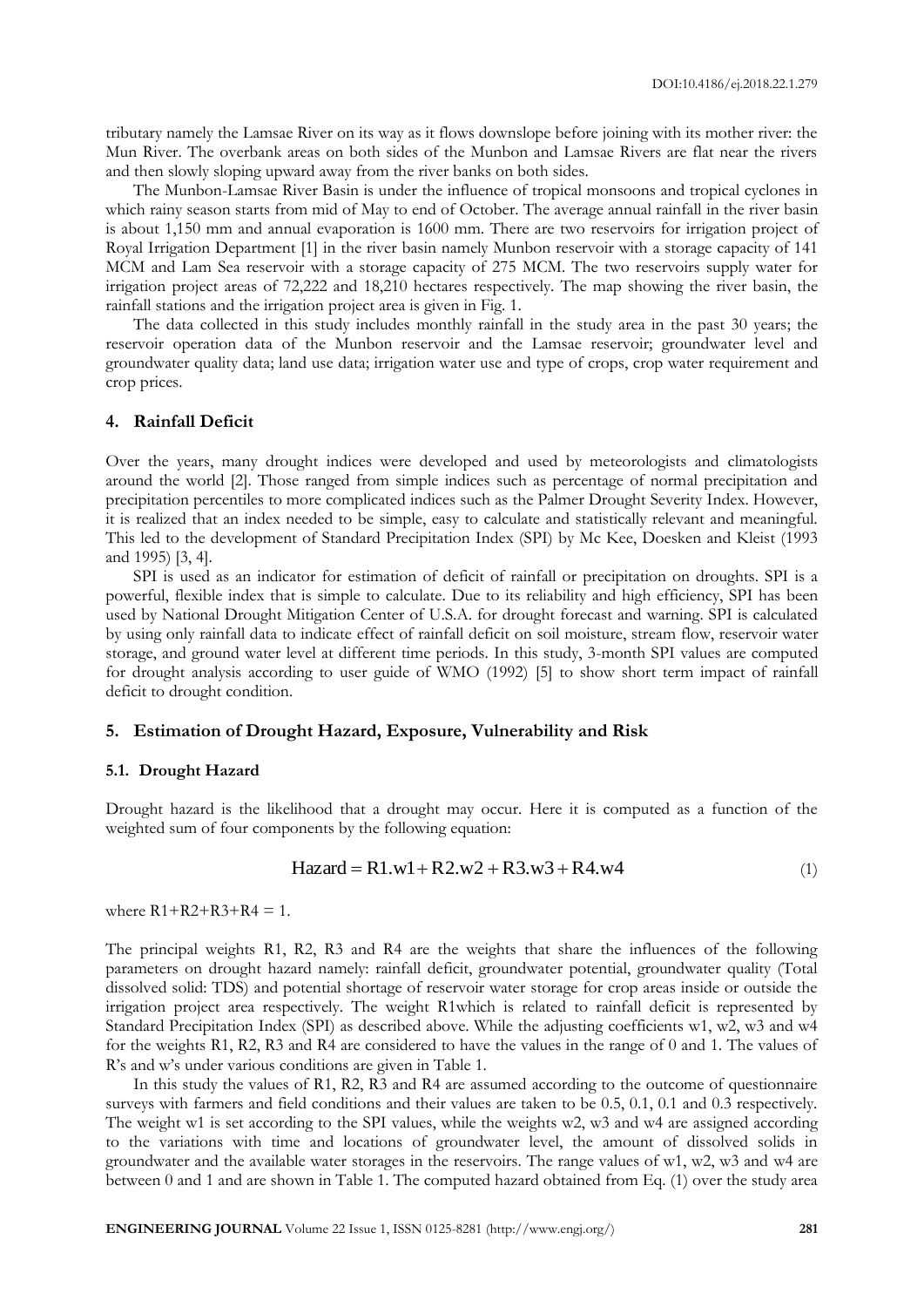tributary namely the Lamsae River on its way as it flows downslope before joining with its mother river: the Mun River. The overbank areas on both sides of the Munbon and Lamsae Rivers are flat near the rivers and then slowly sloping upward away from the river banks on both sides.

The Munbon-Lamsae River Basin is under the influence of tropical monsoons and tropical cyclones in which rainy season starts from mid of May to end of October. The average annual rainfall in the river basin is about 1,150 mm and annual evaporation is 1600 mm. There are two reservoirs for irrigation project of Royal Irrigation Department [1] in the river basin namely Munbon reservoir with a storage capacity of 141 MCM and Lam Sea reservoir with a storage capacity of 275 MCM. The two reservoirs supply water for irrigation project areas of 72,222 and 18,210 hectares respectively. The map showing the river basin, the rainfall stations and the irrigation project area is given in Fig. 1.

The data collected in this study includes monthly rainfall in the study area in the past 30 years; the reservoir operation data of the Munbon reservoir and the Lamsae reservoir; groundwater level and groundwater quality data; land use data; irrigation water use and type of crops, crop water requirement and crop prices.

## 4. Rainfall Deficit

Over the years, many drought indices were developed and used by meteorologists and climatologists around the world [2]. Those ranged from simple indices such as percentage of normal precipitation and precipitation percentiles to more complicated indices such as the Palmer Drought Severity Index. However, it is realized that an index needed to be simple, easy to calculate and statistically relevant and meaningful. This led to the development of Standard Precipitation Index (SPI) by Mc Kee, Doesken and Kleist (1993 and 1995) [3, 4].

SPI is used as an indicator for estimation of deficit of rainfall or precipitation on droughts. SPI is a powerful, flexible index that is simple to calculate. Due to its reliability and high efficiency, SPI has been used by National Drought Mitigation Center of U.S.A. for drought forecast and warning. SPI is calculated by using only rainfall data to indicate effect of rainfall deficit on soil moisture, stream flow, reservoir water storage, and ground water level at different time periods. In this study, 3-month SPI values are computed for drought analysis according to user guide of WMO (1992) [5] to show short term impact of rainfall deficit to drought condition.

## 5. Estimation of Drought Hazard, Exposure, Vulnerability and Risk

### 5.1. Drought Hazard

Drought hazard is the likelihood that a drought may occur. Here it is computed as a function of the weighted sum of four components by the following equation:

$$\text{Hazard} = \text{R1.w1} + \text{R2.w2} + \text{R3.w3} + \text{R4.w4} \tag{1}$$

where R1+R2+R3+R4 = 1.

The principal weights R1, R2, R3 and R4 are the weights that share the influences of the following parameters on drought hazard namely: rainfall deficit, groundwater potential, groundwater quality (Total dissolved solid: TDS) and potential shortage of reservoir water storage for crop areas inside or outside the irrigation project area respectively. The weight R1which is related to rainfall deficit is represented by Standard Precipitation Index (SPI) as described above. While the adjusting coefficients w1, w2, w3 and w4 for the weights R1, R2, R3 and R4 are considered to have the values in the range of 0 and 1. The values of R's and w's under various conditions are given in Table 1.

In this study the values of R1, R2, R3 and R4 are assumed according to the outcome of questionnaire surveys with farmers and field conditions and their values are taken to be 0.5, 0.1, 0.1 and 0.3 respectively. The weight w1 is set according to the SPI values, while the weights w2, w3 and w4 are assigned according to the variations with time and locations of groundwater level, the amount of dissolved solids in groundwater and the available water storages in the reservoirs. The range values of w1, w2, w3 and w4 are between 0 and 1 and are shown in Table 1. The computed hazard obtained from Eq. (1) over the study area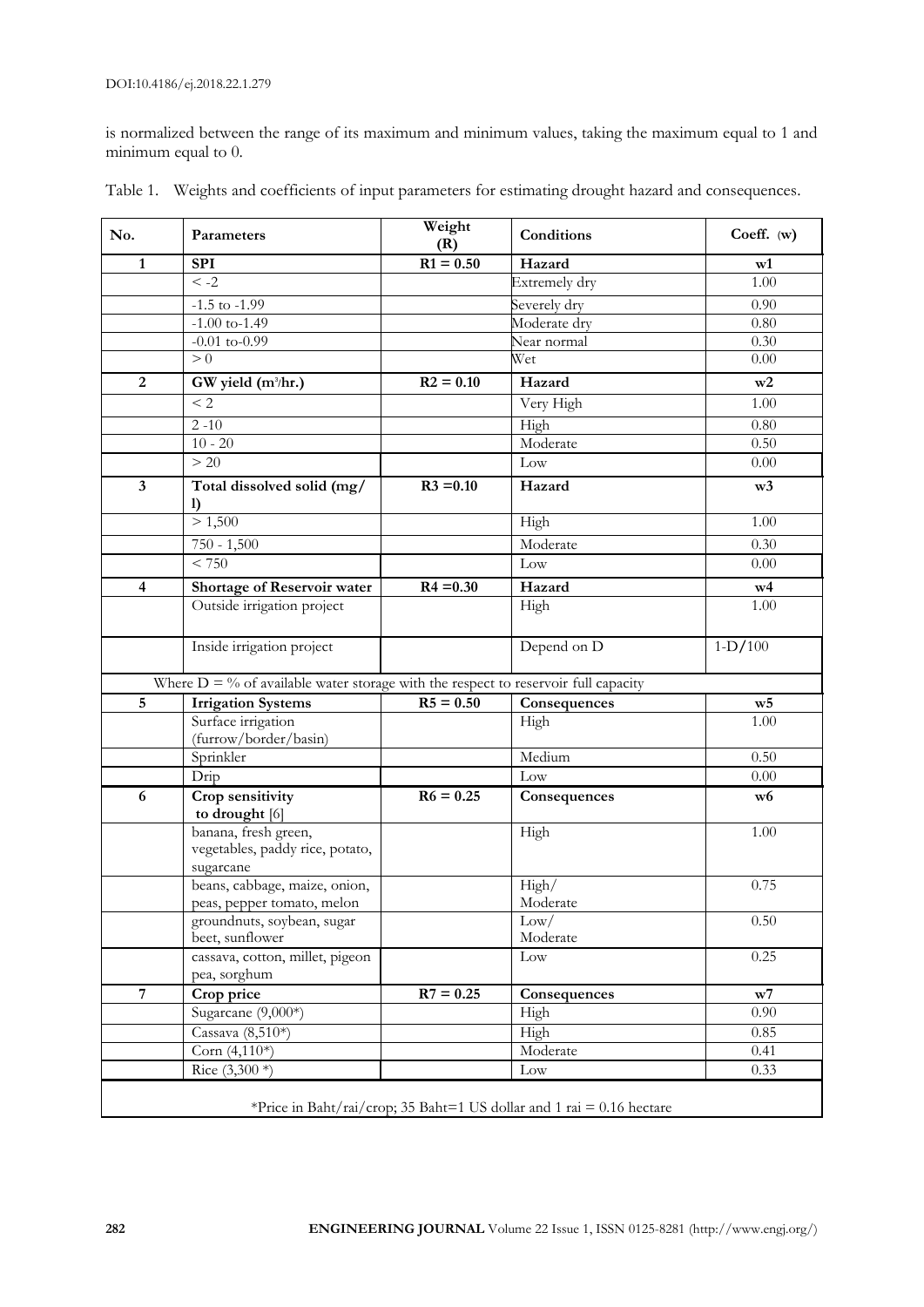is normalized between the range of its maximum and minimum values, taking the maximum equal to 1 and minimum equal to 0.

Table 1. Weights and coefficients of input parameters for estimating drought hazard and consequences.

| No. | Parameters | Weight (R) | Conditions | Coeff. (w) |
|---|---|---|---|---|
| **1** | **SPI** | **R1 = 0.50** | **Hazard** | **w1** |
| | < -2 | | Extremely dry | 1.00 |
| | -1.5 to -1.99 | | Severely dry | 0.90 |
| | -1.00 to-1.49 | | Moderate dry | 0.80 |
| | -0.01 to-0.99 | | Near normal | 0.30 |
| | > 0 | | Wet | 0.00 |
| **2** | **GW yield ($m^3$/hr.)** | **R2 = 0.10** | **Hazard** | **w2** |
| | < 2 | | Very High | 1.00 |
| | 2 -10 | | High | 0.80 |
| | 10 - 20 | | Moderate | 0.50 |
| | > 20 | | Low | 0.00 |
| **3** | **Total dissolved solid (mg/ l)** | **R3 =0.10** | **Hazard** | **w3** |
| | > 1,500 | | High | 1.00 |
| | 750 - 1,500 | | Moderate | 0.30 |
| | < 750 | | Low | 0.00 |
| **4** | **Shortage of Reservoir water** | **R4 =0.30** | **Hazard** | **w4** |
| | Outside irrigation project | | High | 1.00 |
| | Inside irrigation project | | Depend on D | 1-D/100 |
| | Where D = % of available water storage with the respect to reservoir full capacity | | | |
| **5** | **Irrigation Systems** | **R5 = 0.50** | **Consequences** | **w5** |
| | Surface irrigation (furrow/border/basin) | | High | 1.00 |
| | Sprinkler | | Medium | 0.50 |
| | Drip | | Low | 0.00 |
| **6** | **Crop sensitivity to drought** [6] | **R6 = 0.25** | **Consequences** | **w6** |
| | banana, fresh green, vegetables, paddy rice, potato, sugarcane | | High | 1.00 |
| | beans, cabbage, maize, onion, peas, pepper tomato, melon | | High/ Moderate | 0.75 |
| | groundnuts, soybean, sugar beet, sunflower | | Low/ Moderate | 0.50 |
| | cassava, cotton, millet, pigeon pea, sorghum | | Low | 0.25 |
| **7** | **Crop price** | **R7 = 0.25** | **Consequences** | **w7** |
| | Sugarcane (9,000*) | | High | 0.90 |
| | Cassava (8,510*) | | High | 0.85 |
| | Corn (4,110*) | | Moderate | 0.41 |
| | Rice (3,300 *) | | Low | 0.33 |

*Price in Baht/rai/crop; 35 Baht=1 US dollar and 1 rai = 0.16 hectare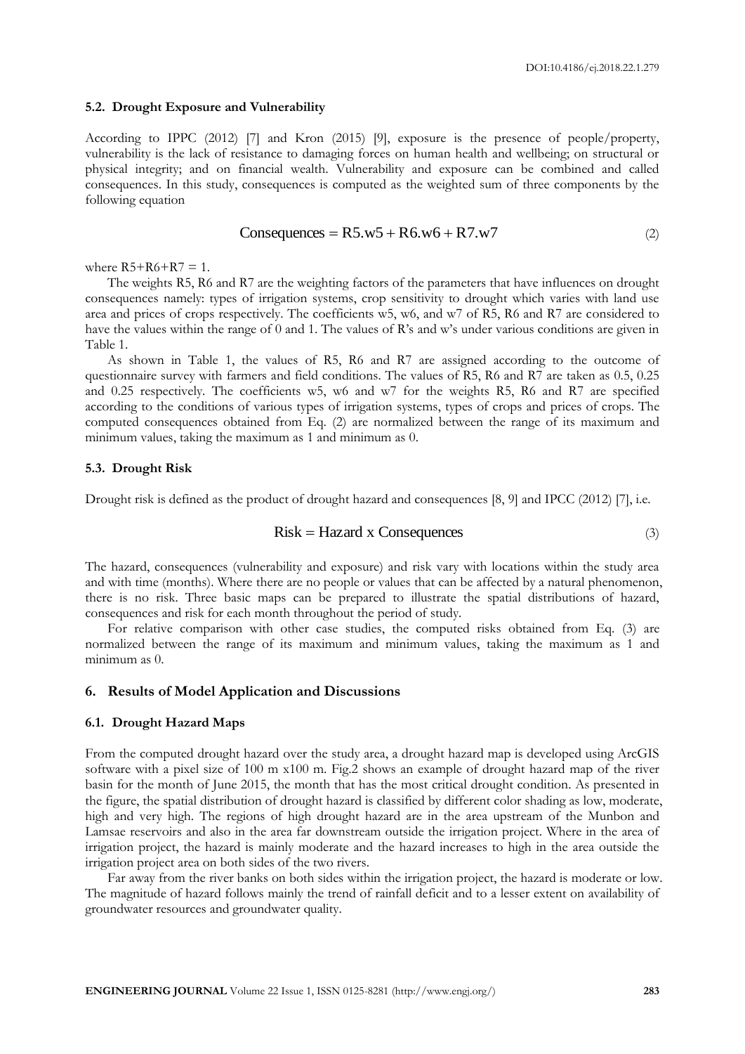### 5.2. Drought Exposure and Vulnerability

According to IPPC (2012) [7] and Kron (2015) [9], exposure is the presence of people/property, vulnerability is the lack of resistance to damaging forces on human health and wellbeing; on structural or physical integrity; and on financial wealth. Vulnerability and exposure can be combined and called consequences. In this study, consequences is computed as the weighted sum of three components by the following equation

$$\text{Consequences} = R5.w5 + R6.w6 + R7.w7 \tag{2}$$

where $R5+R6+R7 = 1$.

The weights R5, R6 and R7 are the weighting factors of the parameters that have influences on drought consequences namely: types of irrigation systems, crop sensitivity to drought which varies with land use area and prices of crops respectively. The coefficients w5, w6, and w7 of R5, R6 and R7 are considered to have the values within the range of 0 and 1. The values of R's and w's under various conditions are given in Table 1.

As shown in Table 1, the values of R5, R6 and R7 are assigned according to the outcome of questionnaire survey with farmers and field conditions. The values of R5, R6 and R7 are taken as 0.5, 0.25 and 0.25 respectively. The coefficients w5, w6 and w7 for the weights R5, R6 and R7 are specified according to the conditions of various types of irrigation systems, types of crops and prices of crops. The computed consequences obtained from Eq. (2) are normalized between the range of its maximum and minimum values, taking the maximum as 1 and minimum as 0.

### 5.3. Drought Risk

Drought risk is defined as the product of drought hazard and consequences [8, 9] and IPCC (2012) [7], i.e.

$$\text{Risk} = \text{Hazard x Consequences} \tag{3}$$

The hazard, consequences (vulnerability and exposure) and risk vary with locations within the study area and with time (months). Where there are no people or values that can be affected by a natural phenomenon, there is no risk. Three basic maps can be prepared to illustrate the spatial distributions of hazard, consequences and risk for each month throughout the period of study.

For relative comparison with other case studies, the computed risks obtained from Eq. (3) are normalized between the range of its maximum and minimum values, taking the maximum as 1 and minimum as 0.

## 6. Results of Model Application and Discussions

### 6.1. Drought Hazard Maps

From the computed drought hazard over the study area, a drought hazard map is developed using ArcGIS software with a pixel size of 100 m x100 m. Fig.2 shows an example of drought hazard map of the river basin for the month of June 2015, the month that has the most critical drought condition. As presented in the figure, the spatial distribution of drought hazard is classified by different color shading as low, moderate, high and very high. The regions of high drought hazard are in the area upstream of the Munbon and Lamsae reservoirs and also in the area far downstream outside the irrigation project. Where in the area of irrigation project, the hazard is mainly moderate and the hazard increases to high in the area outside the irrigation project area on both sides of the two rivers.

Far away from the river banks on both sides within the irrigation project, the hazard is moderate or low. The magnitude of hazard follows mainly the trend of rainfall deficit and to a lesser extent on availability of groundwater resources and groundwater quality.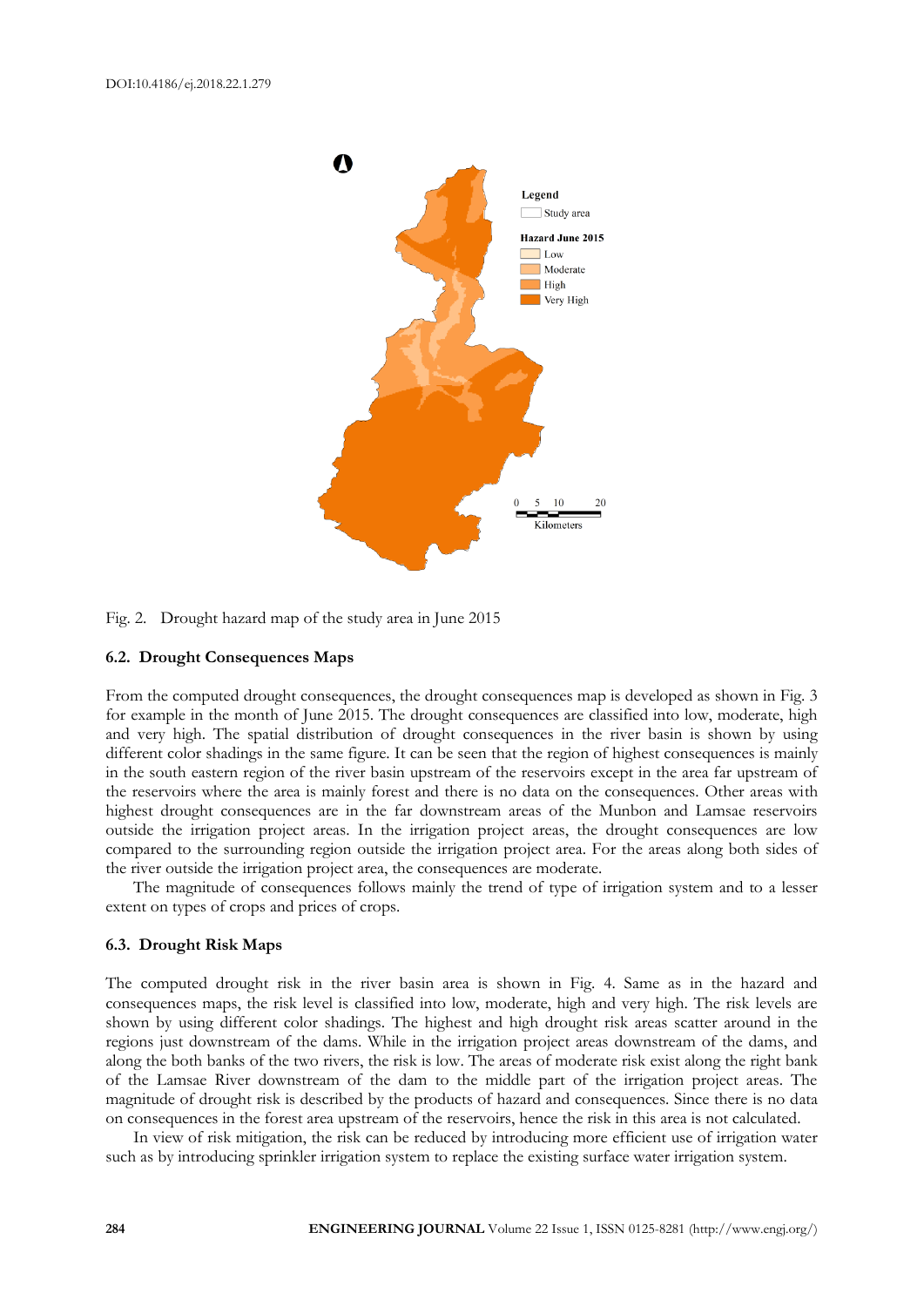Fig. 2. Drought hazard map of the study area in June 2015

### 6.2. Drought Consequences Maps

From the computed drought consequences, the drought consequences map is developed as shown in Fig. 3 for example in the month of June 2015. The drought consequences are classified into low, moderate, high and very high. The spatial distribution of drought consequences in the river basin is shown by using different color shadings in the same figure. It can be seen that the region of highest consequences is mainly in the south eastern region of the river basin upstream of the reservoirs except in the area far upstream of the reservoirs where the area is mainly forest and there is no data on the consequences. Other areas with highest drought consequences are in the far downstream areas of the Munbon and Lamsae reservoirs outside the irrigation project areas. In the irrigation project areas, the drought consequences are low compared to the surrounding region outside the irrigation project area. For the areas along both sides of the river outside the irrigation project area, the consequences are moderate.

The magnitude of consequences follows mainly the trend of type of irrigation system and to a lesser extent on types of crops and prices of crops.

### 6.3. Drought Risk Maps

The computed drought risk in the river basin area is shown in Fig. 4. Same as in the hazard and consequences maps, the risk level is classified into low, moderate, high and very high. The risk levels are shown by using different color shadings. The highest and high drought risk areas scatter around in the regions just downstream of the dams. While in the irrigation project areas downstream of the dams, and along the both banks of the two rivers, the risk is low. The areas of moderate risk exist along the right bank of the Lamsae River downstream of the dam to the middle part of the irrigation project areas. The magnitude of drought risk is described by the products of hazard and consequences. Since there is no data on consequences in the forest area upstream of the reservoirs, hence the risk in this area is not calculated.

In view of risk mitigation, the risk can be reduced by introducing more efficient use of irrigation water such as by introducing sprinkler irrigation system to replace the existing surface water irrigation system.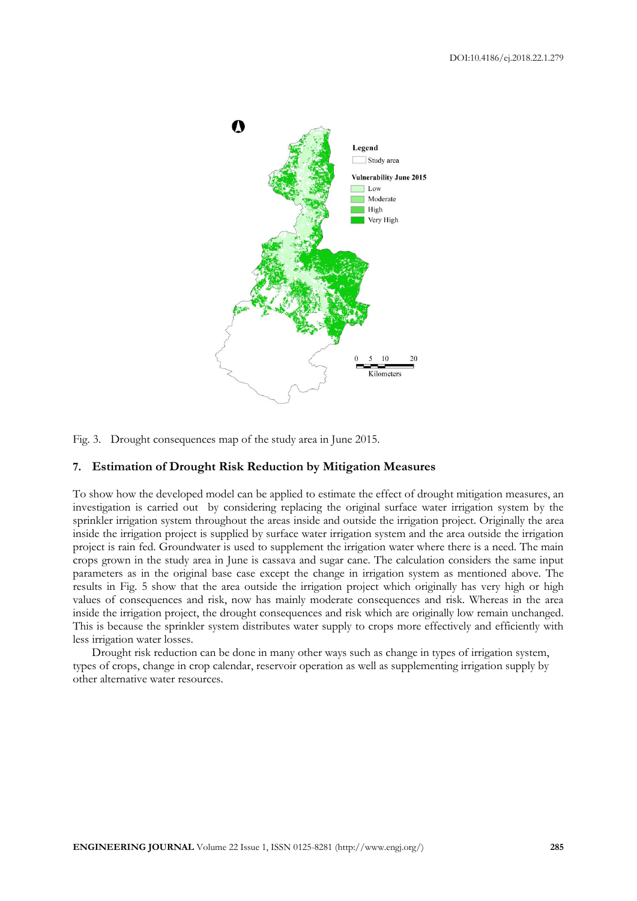Fig. 3. Drought consequences map of the study area in June 2015.

## 7. Estimation of Drought Risk Reduction by Mitigation Measures

To show how the developed model can be applied to estimate the effect of drought mitigation measures, an investigation is carried out by considering replacing the original surface water irrigation system by the sprinkler irrigation system throughout the areas inside and outside the irrigation project. Originally the area inside the irrigation project is supplied by surface water irrigation system and the area outside the irrigation project is rain fed. Groundwater is used to supplement the irrigation water where there is a need. The main crops grown in the study area in June is cassava and sugar cane. The calculation considers the same input parameters as in the original base case except the change in irrigation system as mentioned above. The results in Fig. 5 show that the area outside the irrigation project which originally has very high or high values of consequences and risk, now has mainly moderate consequences and risk. Whereas in the area inside the irrigation project, the drought consequences and risk which are originally low remain unchanged. This is because the sprinkler system distributes water supply to crops more effectively and efficiently with less irrigation water losses.

Drought risk reduction can be done in many other ways such as change in types of irrigation system, types of crops, change in crop calendar, reservoir operation as well as supplementing irrigation supply by other alternative water resources.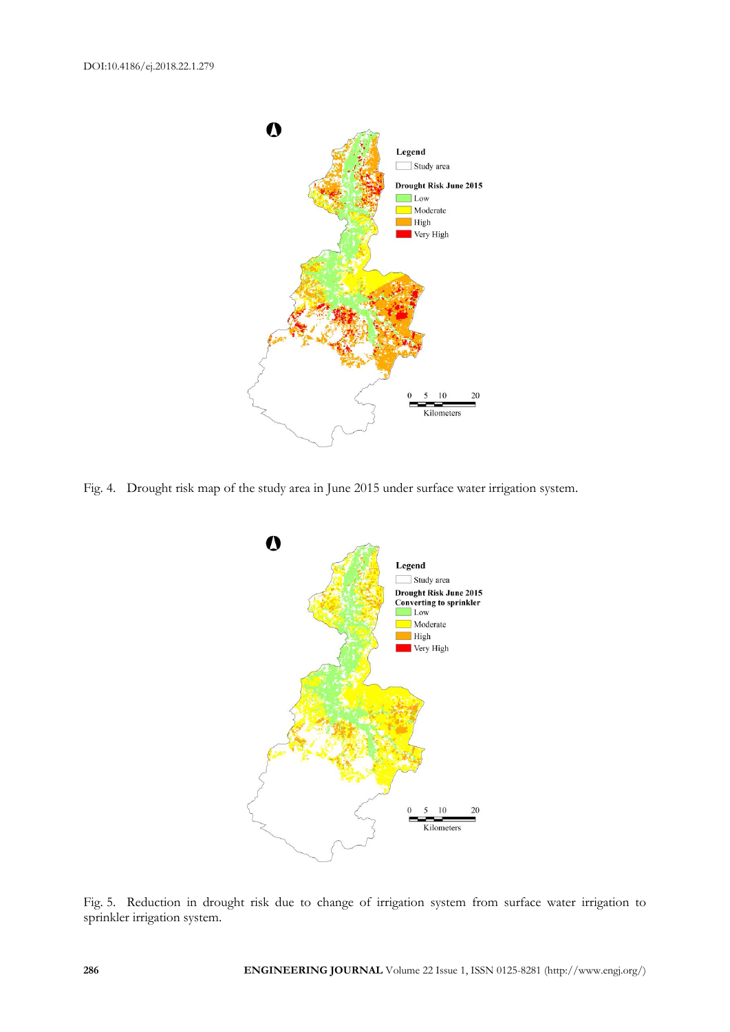Fig. 4. Drought risk map of the study area in June 2015 under surface water irrigation system.

Fig. 5. Reduction in drought risk due to change of irrigation system from surface water irrigation to sprinkler irrigation system.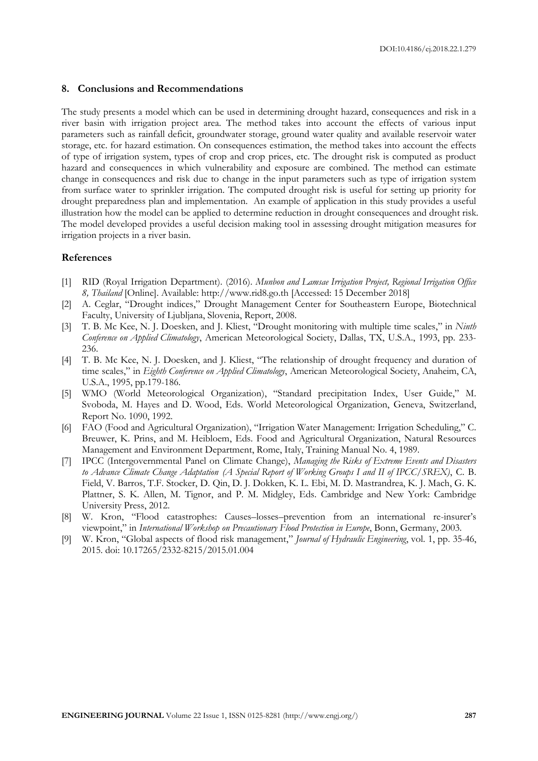## 8. Conclusions and Recommendations

The study presents a model which can be used in determining drought hazard, consequences and risk in a river basin with irrigation project area. The method takes into account the effects of various input parameters such as rainfall deficit, groundwater storage, ground water quality and available reservoir water storage, etc. for hazard estimation. On consequences estimation, the method takes into account the effects of type of irrigation system, types of crop and crop prices, etc. The drought risk is computed as product hazard and consequences in which vulnerability and exposure are combined. The method can estimate change in consequences and risk due to change in the input parameters such as type of irrigation system from surface water to sprinkler irrigation. The computed drought risk is useful for setting up priority for drought preparedness plan and implementation. An example of application in this study provides a useful illustration how the model can be applied to determine reduction in drought consequences and drought risk. The model developed provides a useful decision making tool in assessing drought mitigation measures for irrigation projects in a river basin.

## References

[1] RID (Royal Irrigation Department). (2016). *Munbon and Lamsae Irrigation Project, Regional Irrigation Office 8, Thailand* [Online]. Available: http://www.rid8.go.th [Accessed: 15 December 2018]

[2] A. Ceglar, "Drought indices," Drought Management Center for Southeastern Europe, Biotechnical Faculty, University of Ljubljana, Slovenia, Report, 2008.

[3] T. B. Mc Kee, N. J. Doesken, and J. Kliest, "Drought monitoring with multiple time scales," in *Ninth Conference on Applied Climatology*, American Meteorological Society, Dallas, TX, U.S.A., 1993, pp. 233-236.

[4] T. B. Mc Kee, N. J. Doesken, and J. Kliest, "The relationship of drought frequency and duration of time scales," in *Eighth Conference on Applied Climatology*, American Meteorological Society, Anaheim, CA, U.S.A., 1995, pp.179-186.

[5] WMO (World Meteorological Organization), "Standard precipitation Index, User Guide," M. Svoboda, M. Hayes and D. Wood, Eds. World Meteorological Organization, Geneva, Switzerland, Report No. 1090, 1992.

[6] FAO (Food and Agricultural Organization), "Irrigation Water Management: Irrigation Scheduling," C. Breuwer, K. Prins, and M. Heibloem, Eds. Food and Agricultural Organization, Natural Resources Management and Environment Department, Rome, Italy, Training Manual No. 4, 1989.

[7] IPCC (Intergovernmental Panel on Climate Change), *Managing the Risks of Extreme Events and Disasters to Advance Climate Change Adaptation (A Special Report of Working Groups I and II of IPCC/SREX)*, C. B. Field, V. Barros, T.F. Stocker, D. Qin, D. J. Dokken, K. L. Ebi, M. D. Mastrandrea, K. J. Mach, G. K. Plattner, S. K. Allen, M. Tignor, and P. M. Midgley, Eds. Cambridge and New York: Cambridge University Press, 2012.

[8] W. Kron, "Flood catastrophes: Causes–losses–prevention from an international re-insurer's viewpoint," in *International Workshop on Precautionary Flood Protection in Europe*, Bonn, Germany, 2003.

[9] W. Kron, "Global aspects of flood risk management," *Journal of Hydraulic Engineering*, vol. 1, pp. 35-46, 2015. doi: 10.17265/2332-8215/2015.01.004